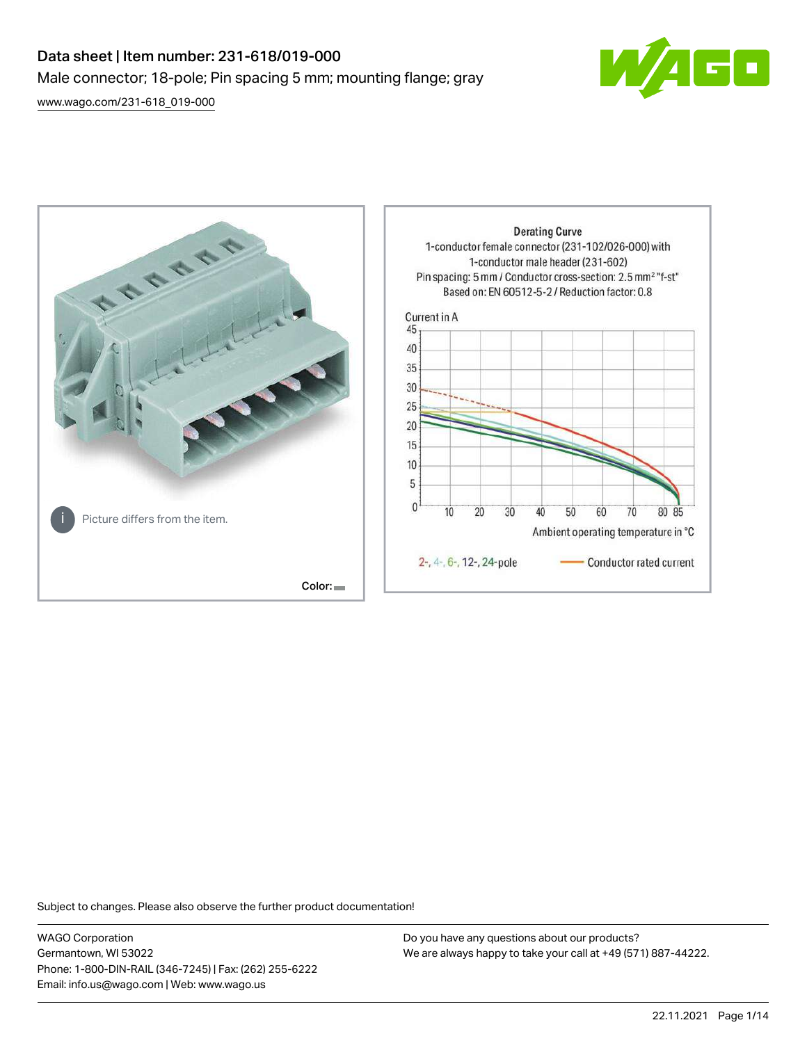# Data sheet | Item number: 231-618/019-000

Male connector; 18-pole; Pin spacing 5 mm; mounting flange; gray

[www.wago.com/231-618_019-000](http://www.wago.com/231-618_019-000)

Picture differs from the item.

Color:

**Derating Curve**

1-conductor female connector (231-102/026-000) with 1-conductor male header (231-602)

Pin spacing: 5 mm / Conductor cross-section: 2.5 mm² "f-st"

Based on: EN 60512-5-2 / Reduction factor: 0.8

Current in A

Ambient operating temperature in °C

2-, 4-, 6-, 12-, 24-pole — Conductor rated current

Subject to changes. Please also observe the further product documentation!

WAGO Corporation
Germantown, WI 53022
Phone: 1-800-DIN-RAIL (346-7245) | Fax: (262) 255-6222
Email: info.us@wago.com | Web: www.wago.us

Do you have any questions about our products?
We are always happy to take your call at +49 (571) 887-44222.

22.11.2021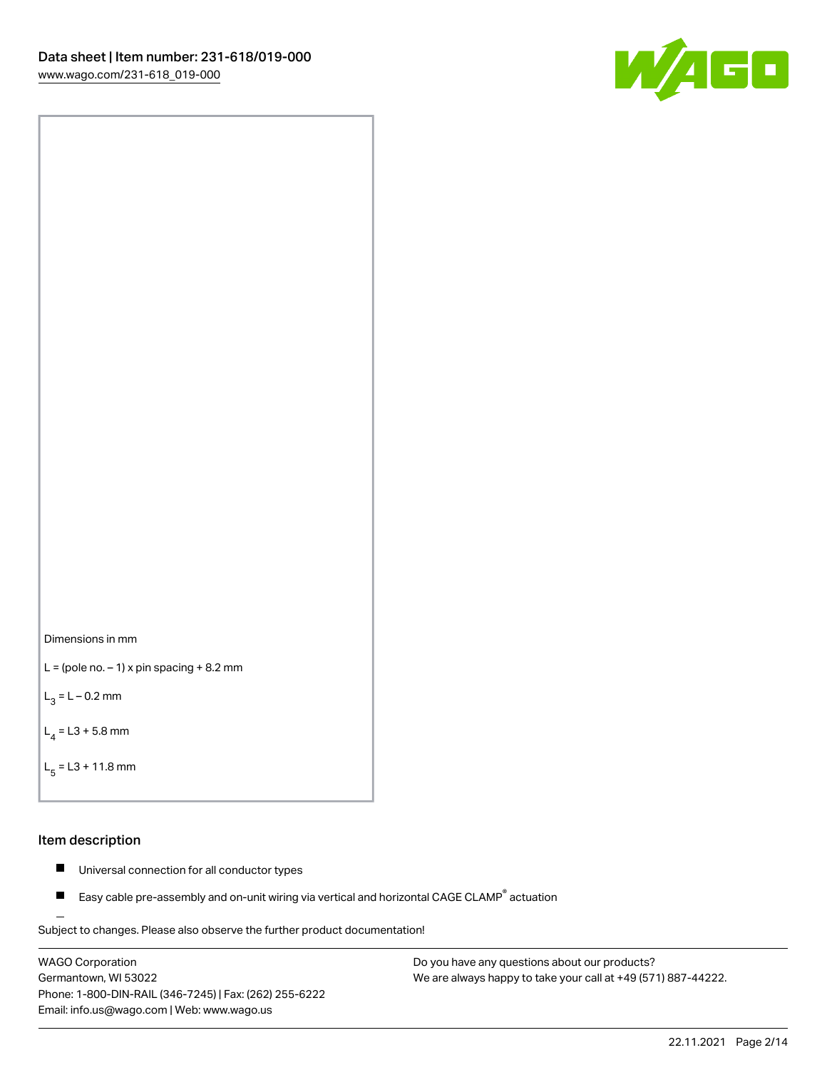Dimensions in mm

L = (pole no. – 1) x pin spacing + 8.2 mm

$L_3$ = L – 0.2 mm

$L_4$ = L3 + 5.8 mm

$L_5$ = L3 + 11.8 mm

## Item description

- Universal connection for all conductor types
- Easy cable pre-assembly and on-unit wiring via vertical and horizontal CAGE CLAMP® actuation

Subject to changes. Please also observe the further product documentation!

WAGO Corporation
Germantown, WI 53022
Phone: 1-800-DIN-RAIL (346-7245) | Fax: (262) 255-6222
Email: info.us@wago.com | Web: www.wago.us

Do you have any questions about our products?
We are always happy to take your call at +49 (571) 887-44222.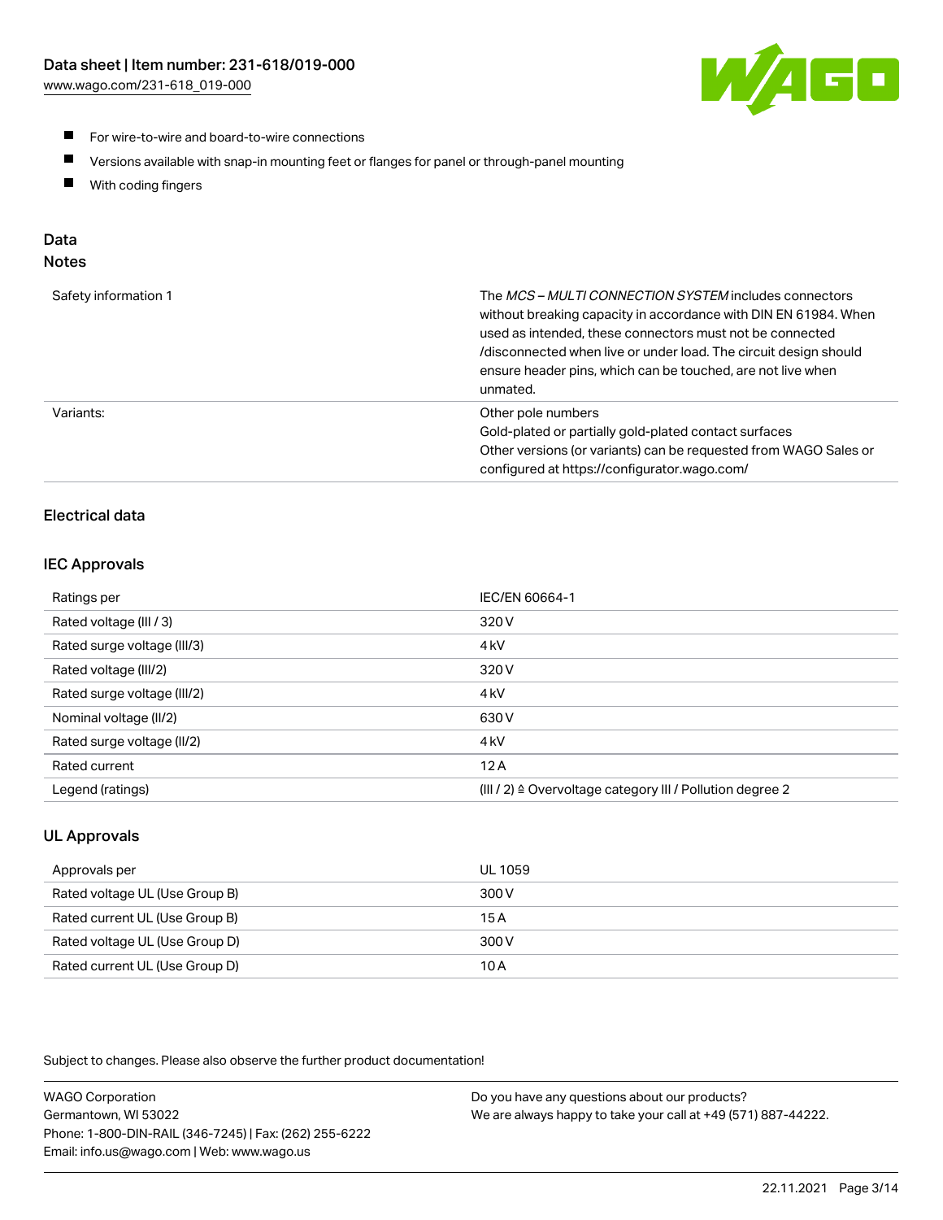- For wire-to-wire and board-to-wire connections
- Versions available with snap-in mounting feet or flanges for panel or through-panel mounting
- With coding fingers

## Data

### Notes

| | |
|---|---|
| Safety information 1 | The *MCS – MULTI CONNECTION SYSTEM* includes connectors without breaking capacity in accordance with DIN EN 61984. When used as intended, these connectors must not be connected /disconnected when live or under load. The circuit design should ensure header pins, which can be touched, are not live when unmated. |
| Variants: | Other pole numbers<br>Gold-plated or partially gold-plated contact surfaces<br>Other versions (or variants) can be requested from WAGO Sales or configured at https://configurator.wago.com/ |

### Electrical data

#### IEC Approvals

| | |
|---|---|
| Ratings per | IEC/EN 60664-1 |
| Rated voltage (III / 3) | 320 V |
| Rated surge voltage (III/3) | 4 kV |
| Rated voltage (III/2) | 320 V |
| Rated surge voltage (III/2) | 4 kV |
| Nominal voltage (II/2) | 630 V |
| Rated surge voltage (II/2) | 4 kV |
| Rated current | 12 A |
| Legend (ratings) | (III / 2) ≙ Overvoltage category III / Pollution degree 2 |

#### UL Approvals

| | |
|---|---|
| Approvals per | UL 1059 |
| Rated voltage UL (Use Group B) | 300 V |
| Rated current UL (Use Group B) | 15 A |
| Rated voltage UL (Use Group D) | 300 V |
| Rated current UL (Use Group D) | 10 A |

Subject to changes. Please also observe the further product documentation!

WAGO Corporation
Germantown, WI 53022
Phone: 1-800-DIN-RAIL (346-7245) | Fax: (262) 255-6222
Email: info.us@wago.com | Web: www.wago.us

Do you have any questions about our products?
We are always happy to take your call at +49 (571) 887-44222.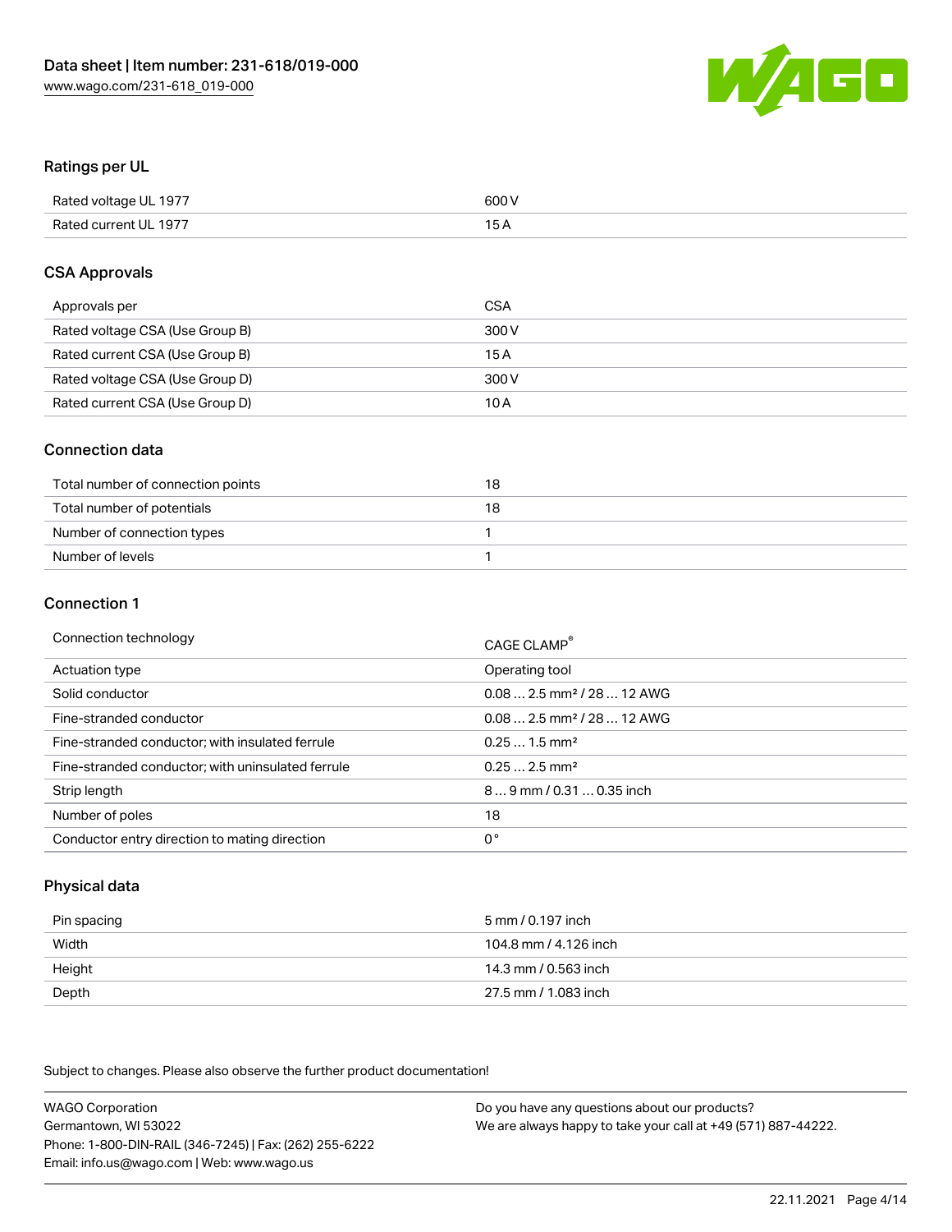## Ratings per UL

| Rated voltage UL 1977 | 600 V |
| --- | --- |
| Rated current UL 1977 | 15 A |

## CSA Approvals

| Approvals per | CSA |
| --- | --- |
| Rated voltage CSA (Use Group B) | 300 V |
| Rated current CSA (Use Group B) | 15 A |
| Rated voltage CSA (Use Group D) | 300 V |
| Rated current CSA (Use Group D) | 10 A |

## Connection data

| Total number of connection points | 18 |
| --- | --- |
| Total number of potentials | 18 |
| Number of connection types | 1 |
| Number of levels | 1 |

## Connection 1

| Connection technology | CAGE CLAMP® |
| --- | --- |
| Actuation type | Operating tool |
| Solid conductor | 0.08 … 2.5 mm² / 28 … 12 AWG |
| Fine-stranded conductor | 0.08 … 2.5 mm² / 28 … 12 AWG |
| Fine-stranded conductor; with insulated ferrule | 0.25 … 1.5 mm² |
| Fine-stranded conductor; with uninsulated ferrule | 0.25 … 2.5 mm² |
| Strip length | 8 … 9 mm / 0.31 … 0.35 inch |
| Number of poles | 18 |
| Conductor entry direction to mating direction | 0° |

## Physical data

| Pin spacing | 5 mm / 0.197 inch |
| --- | --- |
| Width | 104.8 mm / 4.126 inch |
| Height | 14.3 mm / 0.563 inch |
| Depth | 27.5 mm / 1.083 inch |

Subject to changes. Please also observe the further product documentation!

WAGO Corporation
Germantown, WI 53022
Phone: 1-800-DIN-RAIL (346-7245) | Fax: (262) 255-6222
Email: info.us@wago.com | Web: www.wago.us

Do you have any questions about our products?
We are always happy to take your call at +49 (571) 887-44222.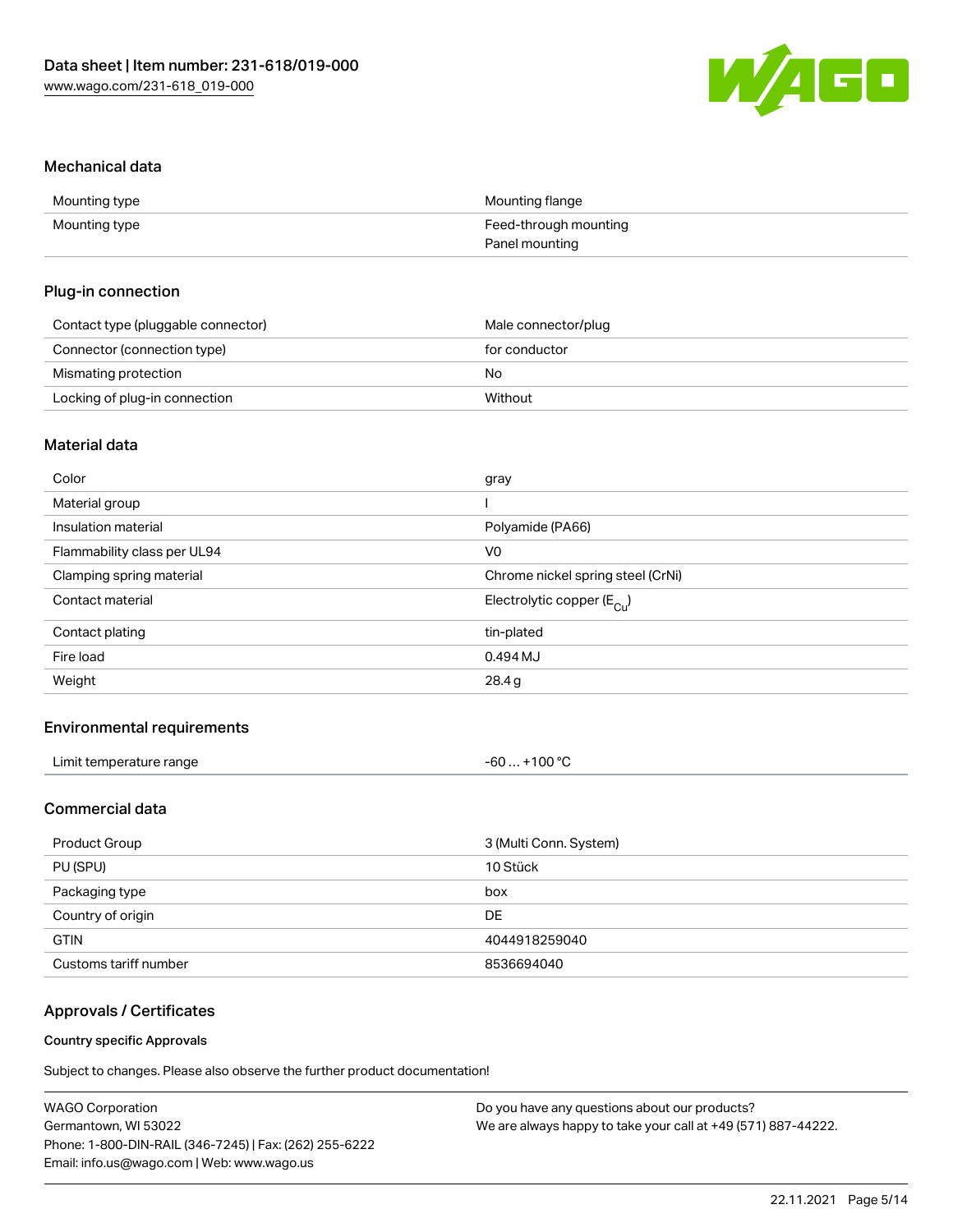## Mechanical data

| | |
|---|---|
| Mounting type | Mounting flange |
| Mounting type | Feed-through mounting<br>Panel mounting |

## Plug-in connection

| | |
|---|---|
| Contact type (pluggable connector) | Male connector/plug |
| Connector (connection type) | for conductor |
| Mismating protection | No |
| Locking of plug-in connection | Without |

## Material data

| | |
|---|---|
| Color | gray |
| Material group | I |
| Insulation material | Polyamide (PA66) |
| Flammability class per UL94 | V0 |
| Clamping spring material | Chrome nickel spring steel (CrNi) |
| Contact material | Electrolytic copper ($E_{Cu}$) |
| Contact plating | tin-plated |
| Fire load | 0.494 MJ |
| Weight | 28.4 g |

## Environmental requirements

| | |
|---|---|
| Limit temperature range | -60 … +100 °C |

## Commercial data

| | |
|---|---|
| Product Group | 3 (Multi Conn. System) |
| PU (SPU) | 10 Stück |
| Packaging type | box |
| Country of origin | DE |
| GTIN | 4044918259040 |
| Customs tariff number | 8536694040 |

## Approvals / Certificates

### Country specific Approvals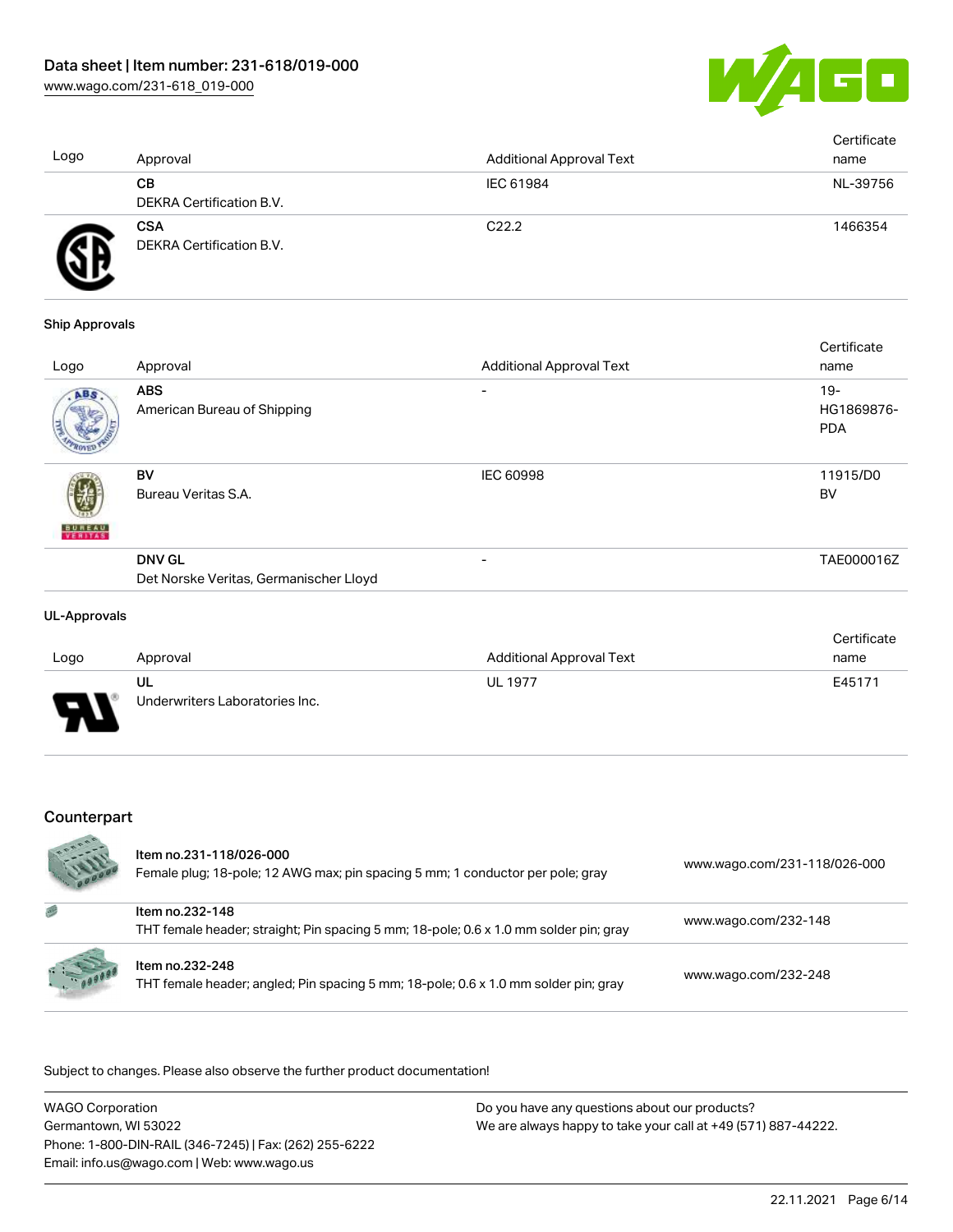| Logo | Approval | Additional Approval Text | Certificate name |
|---|---|---|---|
| | **CB**<br>DEKRA Certification B.V. | IEC 61984 | NL-39756 |
| | **CSA**<br>DEKRA Certification B.V. | C22.2 | 1466354 |

### Ship Approvals

| Logo | Approval | Additional Approval Text | Certificate name |
|---|---|---|---|
| | **ABS**<br>American Bureau of Shipping | - | 19-HG1869876-PDA |
| | **BV**<br>Bureau Veritas S.A. | IEC 60998 | 11915/D0 BV |
| | **DNV GL**<br>Det Norske Veritas, Germanischer Lloyd | - | TAE000016Z |

### UL-Approvals

| Logo | Approval | Additional Approval Text | Certificate name |
|---|---|---|---|
| | **UL**<br>Underwriters Laboratories Inc. | UL 1977 | E45171 |

## Counterpart

| Item | Link |
|---|---|
| Item no.231-118/026-000<br>Female plug; 18-pole; 12 AWG max; pin spacing 5 mm; 1 conductor per pole; gray | www.wago.com/231-118/026-000 |
| Item no.232-148<br>THT female header; straight; Pin spacing 5 mm; 18-pole; 0.6 x 1.0 mm solder pin; gray | www.wago.com/232-148 |
| Item no.232-248<br>THT female header; angled; Pin spacing 5 mm; 18-pole; 0.6 x 1.0 mm solder pin; gray | www.wago.com/232-248 |

Subject to changes. Please also observe the further product documentation!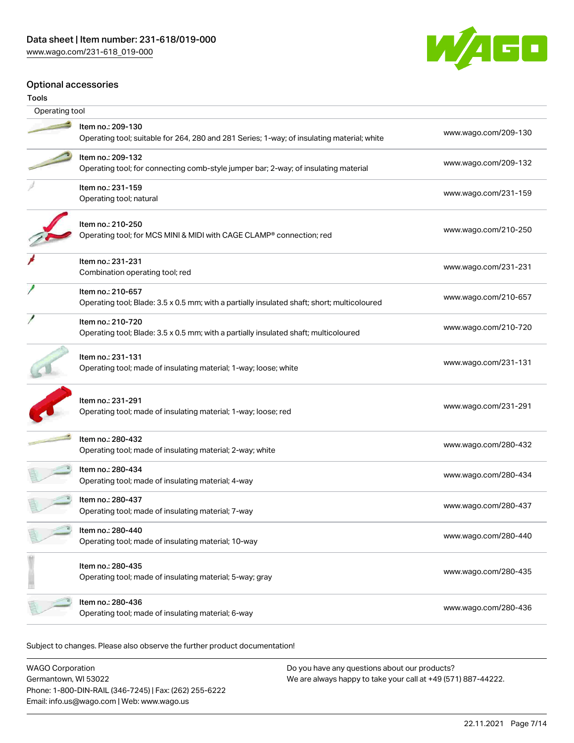## Optional accessories

### Tools

| Operating tool | |
|---|---|
| Item no.: 209-130<br>Operating tool; suitable for 264, 280 and 281 Series; 1-way; of insulating material; white | www.wago.com/209-130 |
| Item no.: 209-132<br>Operating tool; for connecting comb-style jumper bar; 2-way; of insulating material | www.wago.com/209-132 |
| Item no.: 231-159<br>Operating tool; natural | www.wago.com/231-159 |
| Item no.: 210-250<br>Operating tool; for MCS MINI & MIDI with CAGE CLAMP® connection; red | www.wago.com/210-250 |
| Item no.: 231-231<br>Combination operating tool; red | www.wago.com/231-231 |
| Item no.: 210-657<br>Operating tool; Blade: 3.5 x 0.5 mm; with a partially insulated shaft; short; multicoloured | www.wago.com/210-657 |
| Item no.: 210-720<br>Operating tool; Blade: 3.5 x 0.5 mm; with a partially insulated shaft; multicoloured | www.wago.com/210-720 |
| Item no.: 231-131<br>Operating tool; made of insulating material; 1-way; loose; white | www.wago.com/231-131 |
| Item no.: 231-291<br>Operating tool; made of insulating material; 1-way; loose; red | www.wago.com/231-291 |
| Item no.: 280-432<br>Operating tool; made of insulating material; 2-way; white | www.wago.com/280-432 |
| Item no.: 280-434<br>Operating tool; made of insulating material; 4-way | www.wago.com/280-434 |
| Item no.: 280-437<br>Operating tool; made of insulating material; 7-way | www.wago.com/280-437 |
| Item no.: 280-440<br>Operating tool; made of insulating material; 10-way | www.wago.com/280-440 |
| Item no.: 280-435<br>Operating tool; made of insulating material; 5-way; gray | www.wago.com/280-435 |
| Item no.: 280-436<br>Operating tool; made of insulating material; 6-way | www.wago.com/280-436 |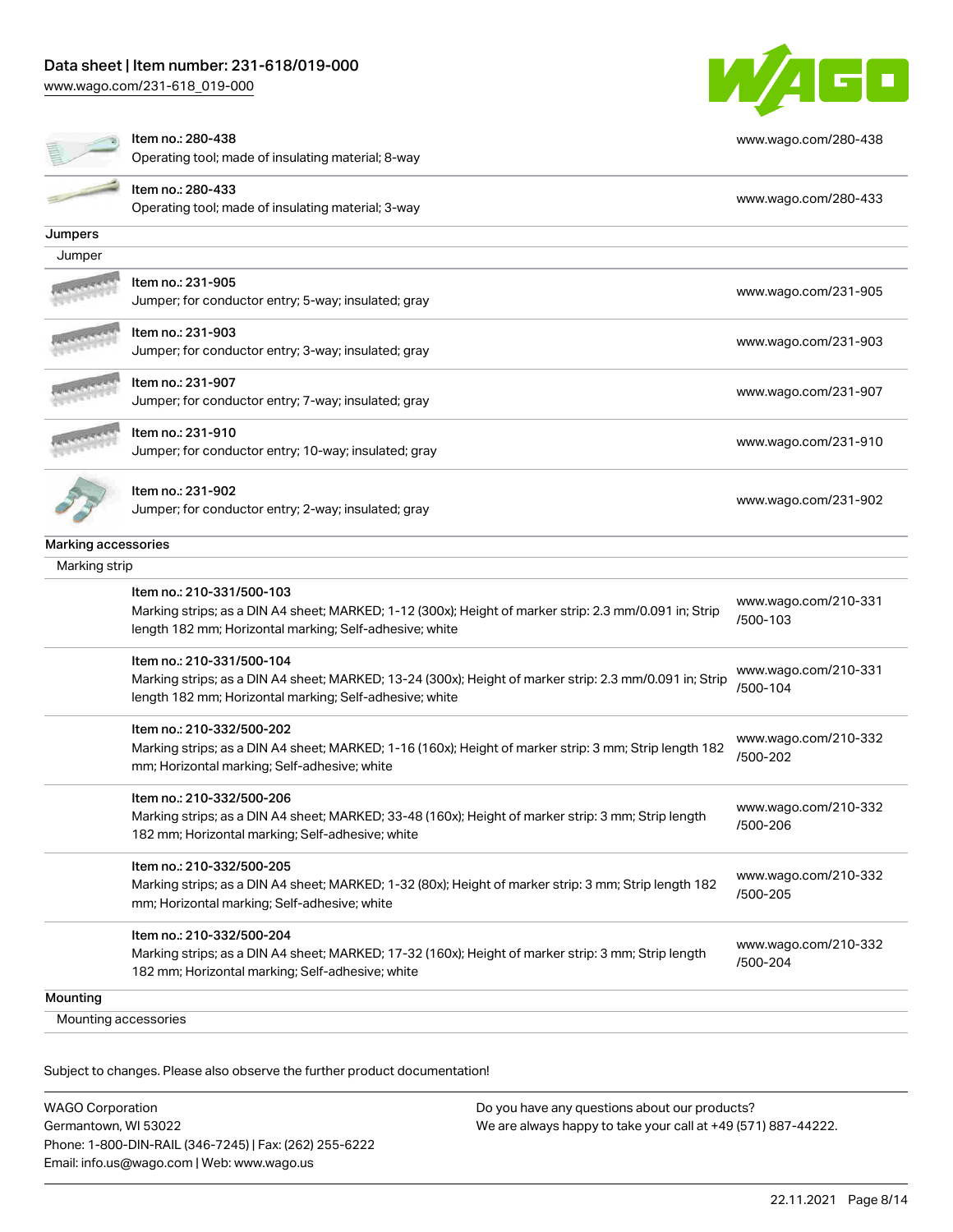| | | |
|---|---|---|
| | Item no.: 280-438<br>Operating tool; made of insulating material; 8-way | www.wago.com/280-438 |
| | Item no.: 280-433<br>Operating tool; made of insulating material; 3-way | www.wago.com/280-433 |

**Jumpers**

Jumper

| | | |
|---|---|---|
| | Item no.: 231-905<br>Jumper; for conductor entry; 5-way; insulated; gray | www.wago.com/231-905 |
| | Item no.: 231-903<br>Jumper; for conductor entry; 3-way; insulated; gray | www.wago.com/231-903 |
| | Item no.: 231-907<br>Jumper; for conductor entry; 7-way; insulated; gray | www.wago.com/231-907 |
| | Item no.: 231-910<br>Jumper; for conductor entry; 10-way; insulated; gray | www.wago.com/231-910 |
| | Item no.: 231-902<br>Jumper; for conductor entry; 2-way; insulated; gray | www.wago.com/231-902 |

**Marking accessories**

Marking strip

| | | |
|---|---|---|
| | Item no.: 210-331/500-103<br>Marking strips; as a DIN A4 sheet; MARKED; 1-12 (300x); Height of marker strip: 2.3 mm/0.091 in; Strip length 182 mm; Horizontal marking; Self-adhesive; white | www.wago.com/210-331/500-103 |
| | Item no.: 210-331/500-104<br>Marking strips; as a DIN A4 sheet; MARKED; 13-24 (300x); Height of marker strip: 2.3 mm/0.091 in; Strip length 182 mm; Horizontal marking; Self-adhesive; white | www.wago.com/210-331/500-104 |
| | Item no.: 210-332/500-202<br>Marking strips; as a DIN A4 sheet; MARKED; 1-16 (160x); Height of marker strip: 3 mm; Strip length 182 mm; Horizontal marking; Self-adhesive; white | www.wago.com/210-332/500-202 |
| | Item no.: 210-332/500-206<br>Marking strips; as a DIN A4 sheet; MARKED; 33-48 (160x); Height of marker strip: 3 mm; Strip length 182 mm; Horizontal marking; Self-adhesive; white | www.wago.com/210-332/500-206 |
| | Item no.: 210-332/500-205<br>Marking strips; as a DIN A4 sheet; MARKED; 1-32 (80x); Height of marker strip: 3 mm; Strip length 182 mm; Horizontal marking; Self-adhesive; white | www.wago.com/210-332/500-205 |
| | Item no.: 210-332/500-204<br>Marking strips; as a DIN A4 sheet; MARKED; 17-32 (160x); Height of marker strip: 3 mm; Strip length 182 mm; Horizontal marking; Self-adhesive; white | www.wago.com/210-332/500-204 |

**Mounting**

Mounting accessories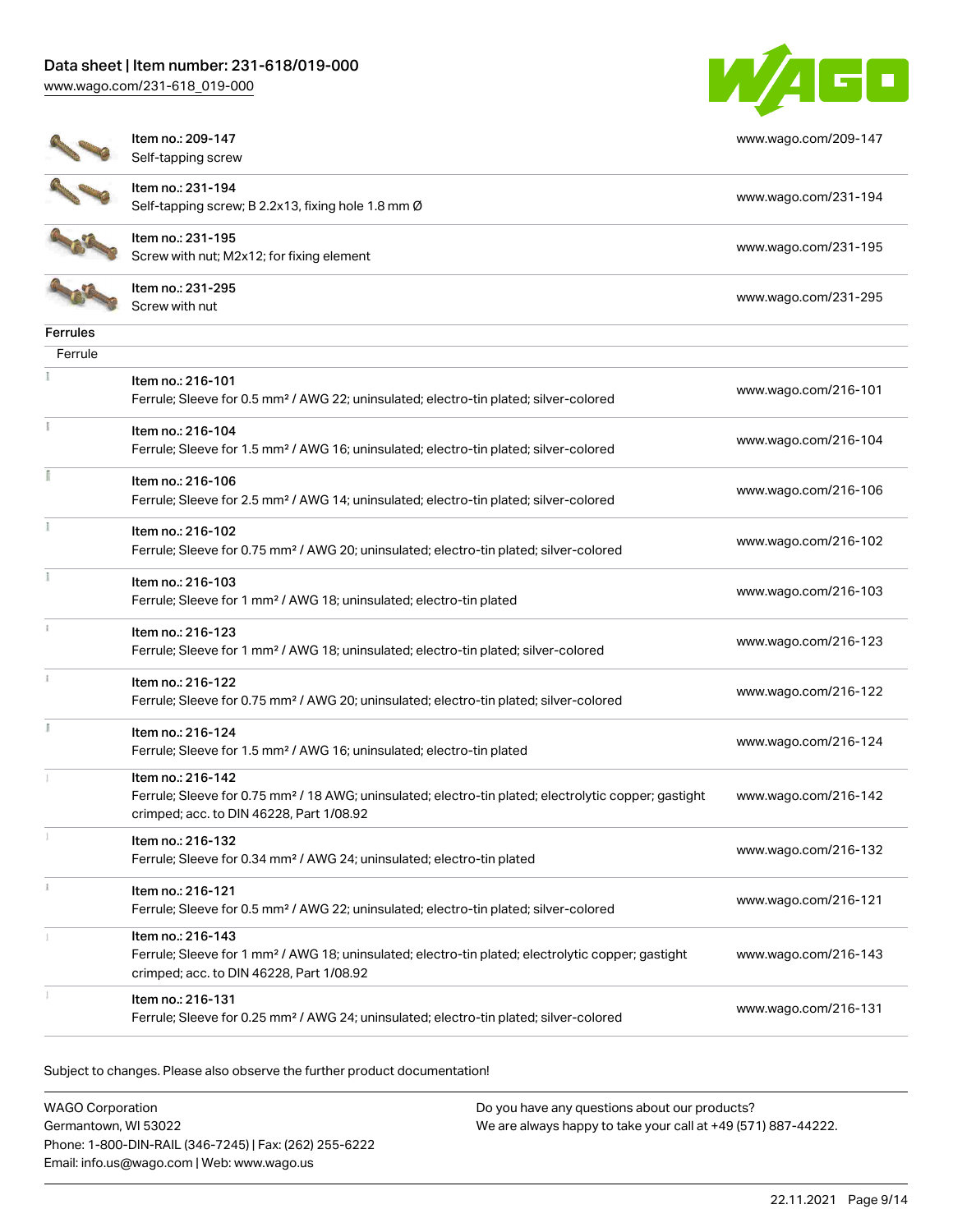| | | |
|---|---|---|
| | Item no.: 209-147<br>Self-tapping screw | www.wago.com/209-147 |
| | Item no.: 231-194<br>Self-tapping screw; B 2.2x13, fixing hole 1.8 mm Ø | www.wago.com/231-194 |
| | Item no.: 231-195<br>Screw with nut; M2x12; for fixing element | www.wago.com/231-195 |
| | Item no.: 231-295<br>Screw with nut | www.wago.com/231-295 |

**Ferrules**

Ferrule

| | | |
|---|---|---|
| | Item no.: 216-101<br>Ferrule; Sleeve for 0.5 mm² / AWG 22; uninsulated; electro-tin plated; silver-colored | www.wago.com/216-101 |
| | Item no.: 216-104<br>Ferrule; Sleeve for 1.5 mm² / AWG 16; uninsulated; electro-tin plated; silver-colored | www.wago.com/216-104 |
| | Item no.: 216-106<br>Ferrule; Sleeve for 2.5 mm² / AWG 14; uninsulated; electro-tin plated; silver-colored | www.wago.com/216-106 |
| | Item no.: 216-102<br>Ferrule; Sleeve for 0.75 mm² / AWG 20; uninsulated; electro-tin plated; silver-colored | www.wago.com/216-102 |
| | Item no.: 216-103<br>Ferrule; Sleeve for 1 mm² / AWG 18; uninsulated; electro-tin plated | www.wago.com/216-103 |
| | Item no.: 216-123<br>Ferrule; Sleeve for 1 mm² / AWG 18; uninsulated; electro-tin plated; silver-colored | www.wago.com/216-123 |
| | Item no.: 216-122<br>Ferrule; Sleeve for 0.75 mm² / AWG 20; uninsulated; electro-tin plated; silver-colored | www.wago.com/216-122 |
| | Item no.: 216-124<br>Ferrule; Sleeve for 1.5 mm² / AWG 16; uninsulated; electro-tin plated | www.wago.com/216-124 |
| | Item no.: 216-142<br>Ferrule; Sleeve for 0.75 mm² / 18 AWG; uninsulated; electro-tin plated; electrolytic copper; gastight crimped; acc. to DIN 46228, Part 1/08.92 | www.wago.com/216-142 |
| | Item no.: 216-132<br>Ferrule; Sleeve for 0.34 mm² / AWG 24; uninsulated; electro-tin plated | www.wago.com/216-132 |
| | Item no.: 216-121<br>Ferrule; Sleeve for 0.5 mm² / AWG 22; uninsulated; electro-tin plated; silver-colored | www.wago.com/216-121 |
| | Item no.: 216-143<br>Ferrule; Sleeve for 1 mm² / AWG 18; uninsulated; electro-tin plated; electrolytic copper; gastight crimped; acc. to DIN 46228, Part 1/08.92 | www.wago.com/216-143 |
| | Item no.: 216-131<br>Ferrule; Sleeve for 0.25 mm² / AWG 24; uninsulated; electro-tin plated; silver-colored | www.wago.com/216-131 |

Subject to changes. Please also observe the further product documentation!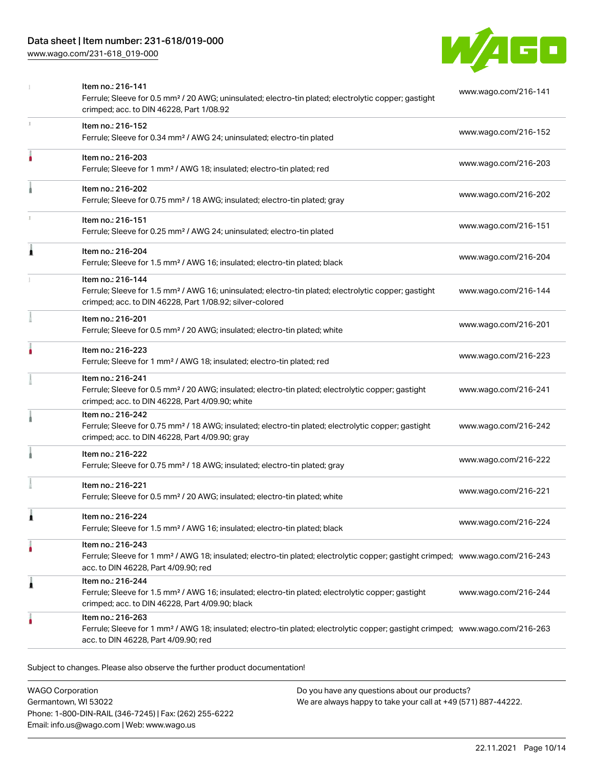| | | |
|---|---|---|
| | Item no.: 216-141<br>Ferrule; Sleeve for 0.5 mm² / 20 AWG; uninsulated; electro-tin plated; electrolytic copper; gastight crimped; acc. to DIN 46228, Part 1/08.92 | www.wago.com/216-141 |
| | Item no.: 216-152<br>Ferrule; Sleeve for 0.34 mm² / AWG 24; uninsulated; electro-tin plated | www.wago.com/216-152 |
| | Item no.: 216-203<br>Ferrule; Sleeve for 1 mm² / AWG 18; insulated; electro-tin plated; red | www.wago.com/216-203 |
| | Item no.: 216-202<br>Ferrule; Sleeve for 0.75 mm² / 18 AWG; insulated; electro-tin plated; gray | www.wago.com/216-202 |
| | Item no.: 216-151<br>Ferrule; Sleeve for 0.25 mm² / AWG 24; uninsulated; electro-tin plated | www.wago.com/216-151 |
| | Item no.: 216-204<br>Ferrule; Sleeve for 1.5 mm² / AWG 16; insulated; electro-tin plated; black | www.wago.com/216-204 |
| | Item no.: 216-144<br>Ferrule; Sleeve for 1.5 mm² / AWG 16; uninsulated; electro-tin plated; electrolytic copper; gastight crimped; acc. to DIN 46228, Part 1/08.92; silver-colored | www.wago.com/216-144 |
| | Item no.: 216-201<br>Ferrule; Sleeve for 0.5 mm² / 20 AWG; insulated; electro-tin plated; white | www.wago.com/216-201 |
| | Item no.: 216-223<br>Ferrule; Sleeve for 1 mm² / AWG 18; insulated; electro-tin plated; red | www.wago.com/216-223 |
| | Item no.: 216-241<br>Ferrule; Sleeve for 0.5 mm² / 20 AWG; insulated; electro-tin plated; electrolytic copper; gastight crimped; acc. to DIN 46228, Part 4/09.90; white | www.wago.com/216-241 |
| | Item no.: 216-242<br>Ferrule; Sleeve for 0.75 mm² / 18 AWG; insulated; electro-tin plated; electrolytic copper; gastight crimped; acc. to DIN 46228, Part 4/09.90; gray | www.wago.com/216-242 |
| | Item no.: 216-222<br>Ferrule; Sleeve for 0.75 mm² / 18 AWG; insulated; electro-tin plated; gray | www.wago.com/216-222 |
| | Item no.: 216-221<br>Ferrule; Sleeve for 0.5 mm² / 20 AWG; insulated; electro-tin plated; white | www.wago.com/216-221 |
| | Item no.: 216-224<br>Ferrule; Sleeve for 1.5 mm² / AWG 16; insulated; electro-tin plated; black | www.wago.com/216-224 |
| | Item no.: 216-243<br>Ferrule; Sleeve for 1 mm² / AWG 18; insulated; electro-tin plated; electrolytic copper; gastight crimped; acc. to DIN 46228, Part 4/09.90; red | www.wago.com/216-243 |
| | Item no.: 216-244<br>Ferrule; Sleeve for 1.5 mm² / AWG 16; insulated; electro-tin plated; electrolytic copper; gastight crimped; acc. to DIN 46228, Part 4/09.90; black | www.wago.com/216-244 |
| | Item no.: 216-263<br>Ferrule; Sleeve for 1 mm² / AWG 18; insulated; electro-tin plated; electrolytic copper; gastight crimped; acc. to DIN 46228, Part 4/09.90; red | www.wago.com/216-263 |

Subject to changes. Please also observe the further product documentation!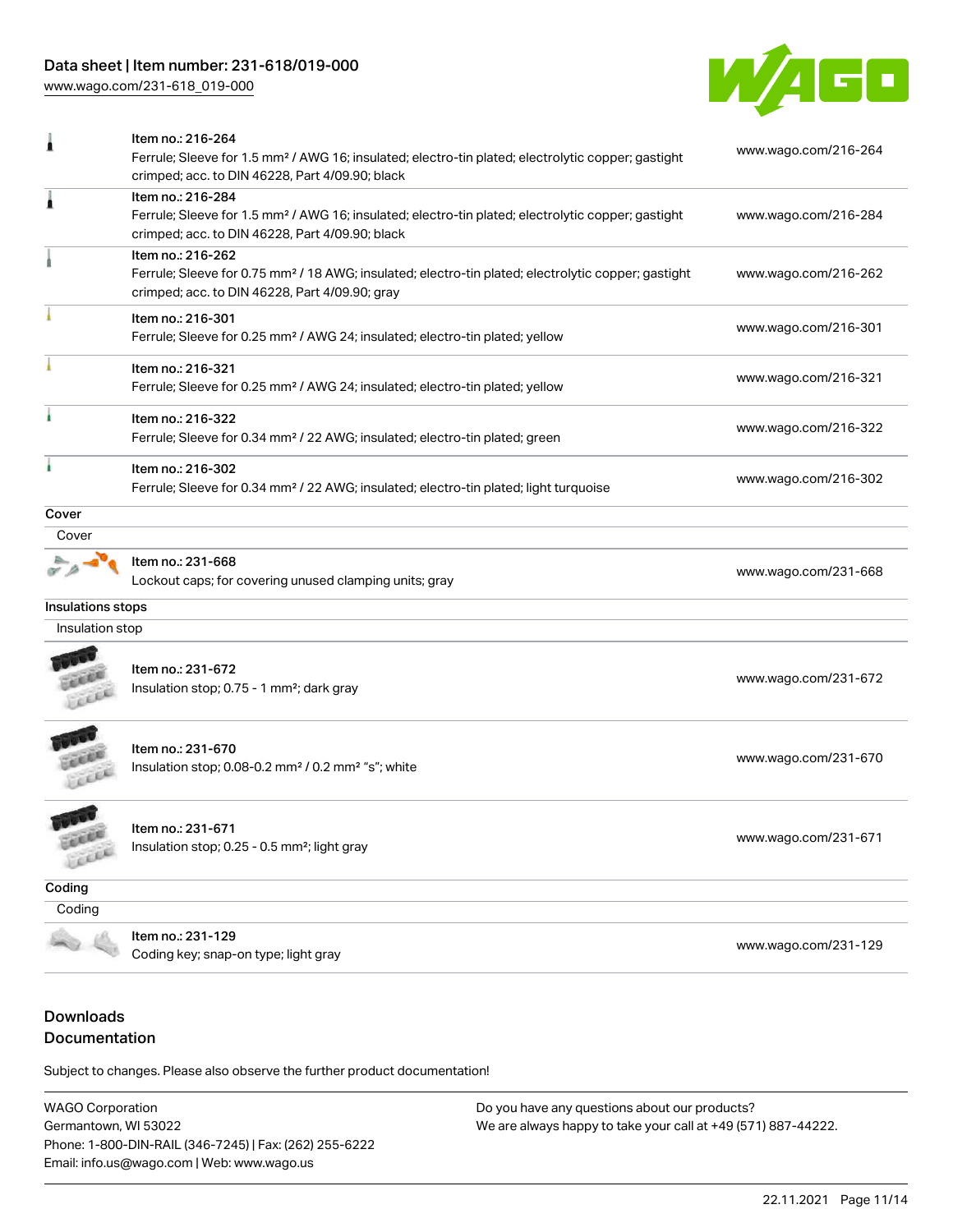| | | |
|---|---|---|
| | Item no.: 216-264<br>Ferrule; Sleeve for 1.5 mm² / AWG 16; insulated; electro-tin plated; electrolytic copper; gastight crimped; acc. to DIN 46228, Part 4/09.90; black | www.wago.com/216-264 |
| | Item no.: 216-284<br>Ferrule; Sleeve for 1.5 mm² / AWG 16; insulated; electro-tin plated; electrolytic copper; gastight crimped; acc. to DIN 46228, Part 4/09.90; black | www.wago.com/216-284 |
| | Item no.: 216-262<br>Ferrule; Sleeve for 0.75 mm² / 18 AWG; insulated; electro-tin plated; electrolytic copper; gastight crimped; acc. to DIN 46228, Part 4/09.90; gray | www.wago.com/216-262 |
| | Item no.: 216-301<br>Ferrule; Sleeve for 0.25 mm² / AWG 24; insulated; electro-tin plated; yellow | www.wago.com/216-301 |
| | Item no.: 216-321<br>Ferrule; Sleeve for 0.25 mm² / AWG 24; insulated; electro-tin plated; yellow | www.wago.com/216-321 |
| | Item no.: 216-322<br>Ferrule; Sleeve for 0.34 mm² / 22 AWG; insulated; electro-tin plated; green | www.wago.com/216-322 |
| | Item no.: 216-302<br>Ferrule; Sleeve for 0.34 mm² / 22 AWG; insulated; electro-tin plated; light turquoise | www.wago.com/216-302 |
| **Cover** | | |
| Cover | | |
| | Item no.: 231-668<br>Lockout caps; for covering unused clamping units; gray | www.wago.com/231-668 |
| **Insulations stops** | | |
| Insulation stop | | |
| | Item no.: 231-672<br>Insulation stop; 0.75 - 1 mm²; dark gray | www.wago.com/231-672 |
| | Item no.: 231-670<br>Insulation stop; 0.08-0.2 mm² / 0.2 mm² "s"; white | www.wago.com/231-670 |
| | Item no.: 231-671<br>Insulation stop; 0.25 - 0.5 mm²; light gray | www.wago.com/231-671 |
| **Coding** | | |
| Coding | | |
| | Item no.: 231-129<br>Coding key; snap-on type; light gray | www.wago.com/231-129 |

## Downloads

### Documentation

Subject to changes. Please also observe the further product documentation!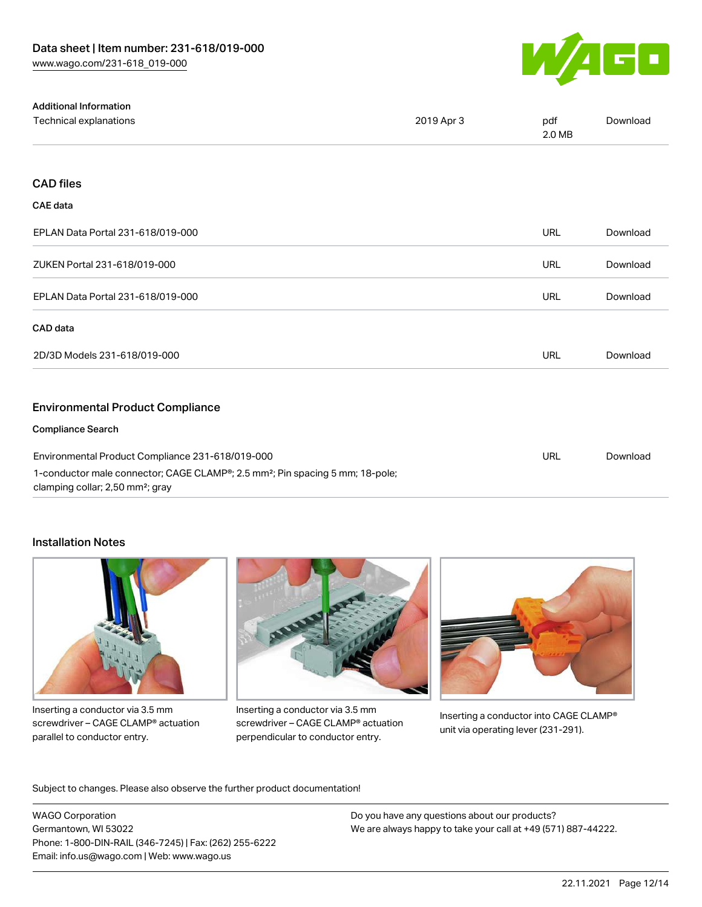### Additional Information

| | | | |
|---|---|---|---|
| Technical explanations | 2019 Apr 3 | pdf 2.0 MB | Download |

## CAD files

### CAE data

| | | |
|---|---|---|
| EPLAN Data Portal 231-618/019-000 | URL | Download |
| ZUKEN Portal 231-618/019-000 | URL | Download |
| EPLAN Data Portal 231-618/019-000 | URL | Download |

### CAD data

| | | |
|---|---|---|
| 2D/3D Models 231-618/019-000 | URL | Download |

## Environmental Product Compliance

### Compliance Search

| | | |
|---|---|---|
| Environmental Product Compliance 231-618/019-000<br>1-conductor male connector; CAGE CLAMP®; 2.5 mm²; Pin spacing 5 mm; 18-pole; clamping collar; 2,50 mm²; gray | URL | Download |

## Installation Notes

Inserting a conductor via 3.5 mm screwdriver – CAGE CLAMP® actuation parallel to conductor entry.

Inserting a conductor via 3.5 mm screwdriver – CAGE CLAMP® actuation perpendicular to conductor entry.

Inserting a conductor into CAGE CLAMP® unit via operating lever (231-291).

Subject to changes. Please also observe the further product documentation!

WAGO Corporation
Germantown, WI 53022
Phone: 1-800-DIN-RAIL (346-7245) | Fax: (262) 255-6222
Email: info.us@wago.com | Web: www.wago.us

Do you have any questions about our products?
We are always happy to take your call at +49 (571) 887-44222.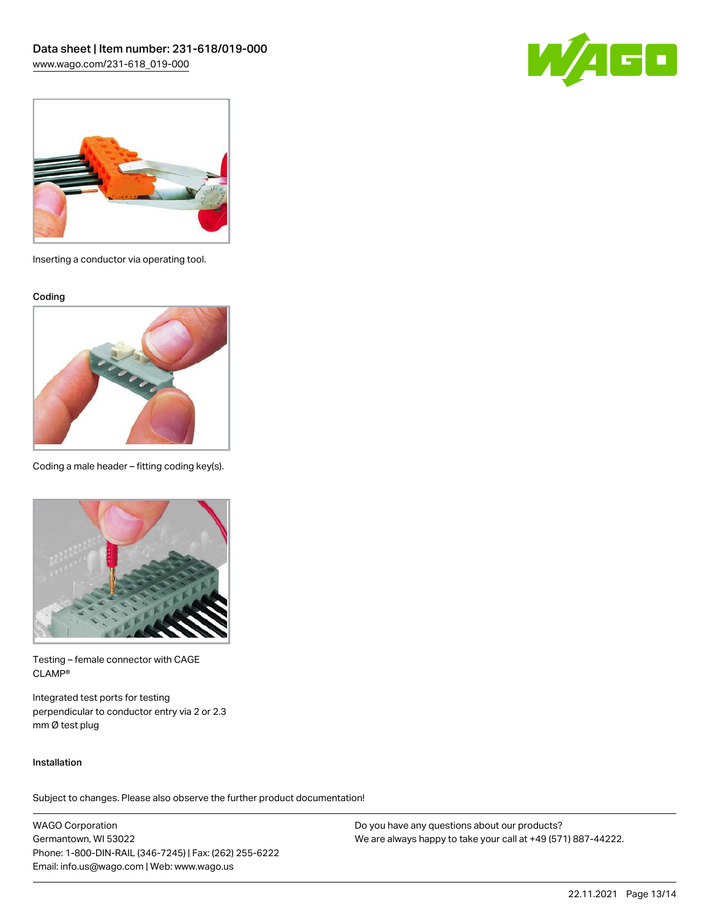Inserting a conductor via operating tool.

### Coding

Coding a male header – fitting coding key(s).

Testing – female connector with CAGE CLAMP®

Integrated test ports for testing perpendicular to conductor entry via 2 or 2.3 mm Ø test plug

### Installation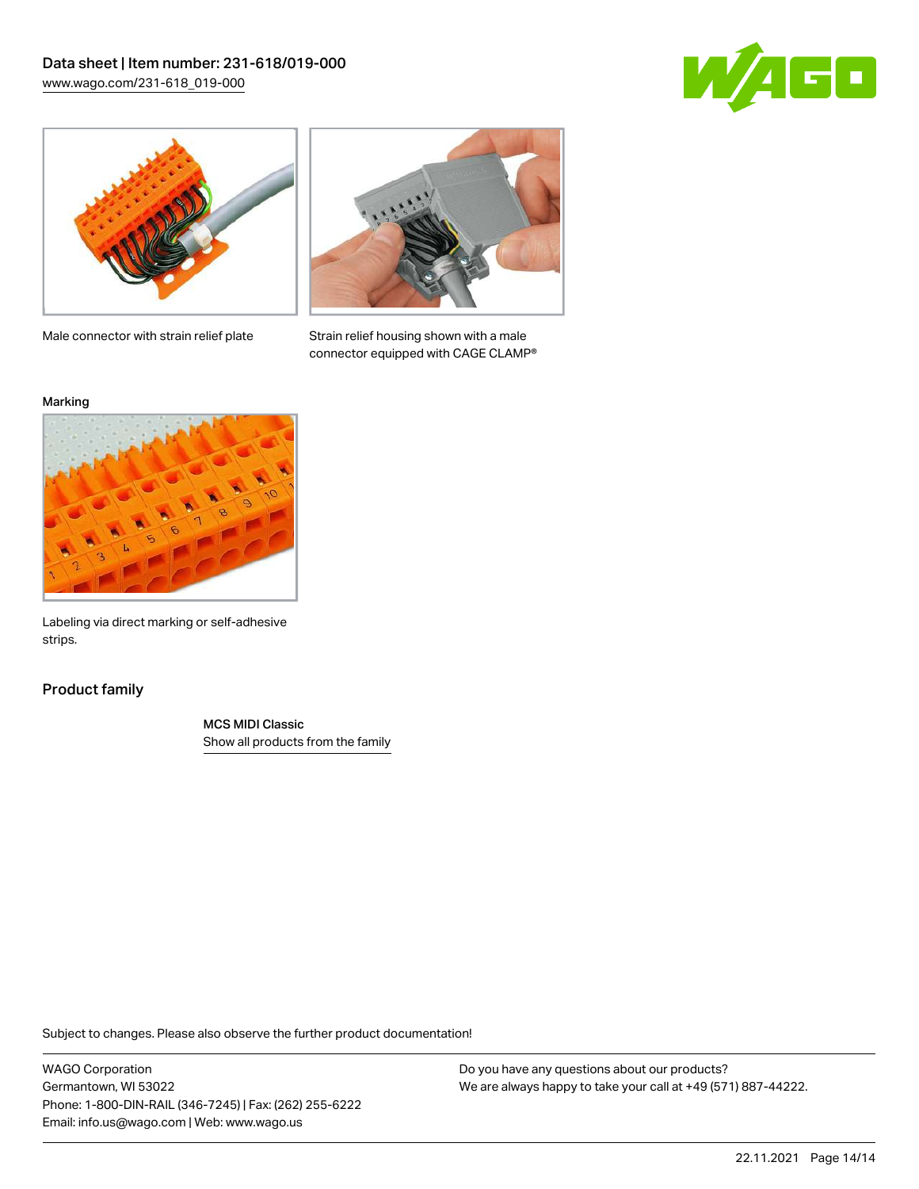Male connector with strain relief plate

Strain relief housing shown with a male connector equipped with CAGE CLAMP®

Marking

Labeling via direct marking or self-adhesive strips.

## Product family

MCS MIDI Classic
Show all products from the family

Subject to changes. Please also observe the further product documentation!

WAGO Corporation
Germantown, WI 53022
Phone: 1-800-DIN-RAIL (346-7245) | Fax: (262) 255-6222
Email: info.us@wago.com | Web: www.wago.us

Do you have any questions about our products?
We are always happy to take your call at +49 (571) 887-44222.